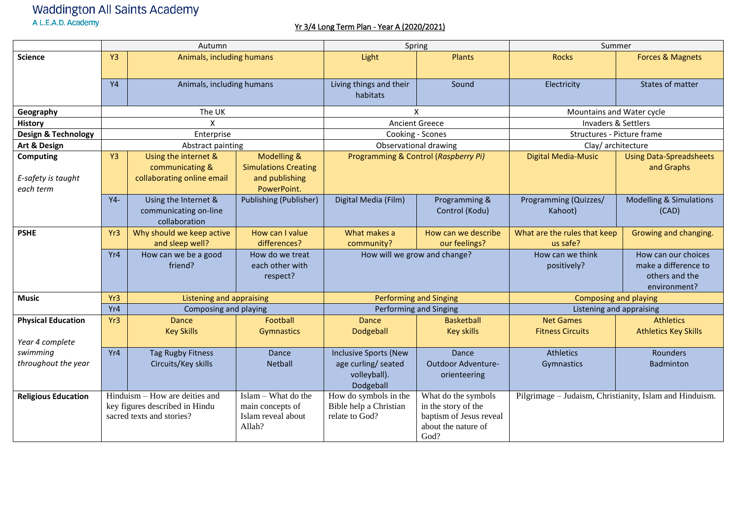Waddington All Saints Academy

A L.E.A.D. Academy

## Yr 3/4 Long Term Plan - Year A (2020/2021)

| | | Autumn | | Spring | | Summer | |
|---|---|---|---|---|---|---|---|
| **Science** | Y3 | Animals, including humans | | Light | Plants | Rocks | Forces & Magnets |
| | Y4 | Animals, including humans | | Living things and their habitats | Sound | Electricity | States of matter |
| **Geography** | | The UK | | X | | Mountains and Water cycle | |
| **History** | | X | | Ancient Greece | | Invaders & Settlers | |
| **Design & Technology** | | Enterprise | | Cooking - Scones | | Structures - Picture frame | |
| **Art & Design** | | Abstract painting | | Observational drawing | | Clay/ architecture | |
| **Computing** *E-safety is taught each term* | Y3 | Using the internet & communicating & collaborating online email | Modelling & Simulations Creating and publishing PowerPoint. | Programming & Control (*Raspberry Pi*) | | Digital Media-Music | Using Data-Spreadsheets and Graphs |
| | Y4- | Using the Internet & communicating on-line collaboration | Publishing (Publisher) | Digital Media (Film) | Programming & Control (Kodu) | Programming (Quizzes/ Kahoot) | Modelling & Simulations (CAD) |
| **PSHE** | Yr3 | Why should we keep active and sleep well? | How can I value differences? | What makes a community? | How can we describe our feelings? | What are the rules that keep us safe? | Growing and changing. |
| | Yr4 | How can we be a good friend? | How do we treat each other with respect? | How will we grow and change? | | How can we think positively? | How can our choices make a difference to others and the environment? |
| **Music** | Yr3 | Listening and appraising | | Performing and Singing | | Composing and playing | |
| | Yr4 | Composing and playing | | Performing and Singing | | Listening and appraising | |
| **Physical Education** *Year 4 complete swimming throughout the year* | Yr3 | Dance Key Skills | Football Gymnastics | Dance Dodgeball | Basketball Key skills | Net Games Fitness Circuits | Athletics Athletics Key Skills |
| | Yr4 | Tag Rugby Fitness Circuits/Key skills | Dance Netball | Inclusive Sports (New age curling/ seated volleyball). Dodgeball | Dance Outdoor Adventure-orienteering | Athletics Gymnastics | Rounders Badminton |
| **Religious Education** | | Hinduism – How are deities and key figures described in Hindu sacred texts and stories? | Islam – What do the main concepts of Islam reveal about Allah? | How do symbols in the Bible help a Christian relate to God? | What do the symbols in the story of the baptism of Jesus reveal about the nature of God? | Pilgrimage – Judaism, Christianity, Islam and Hinduism. | |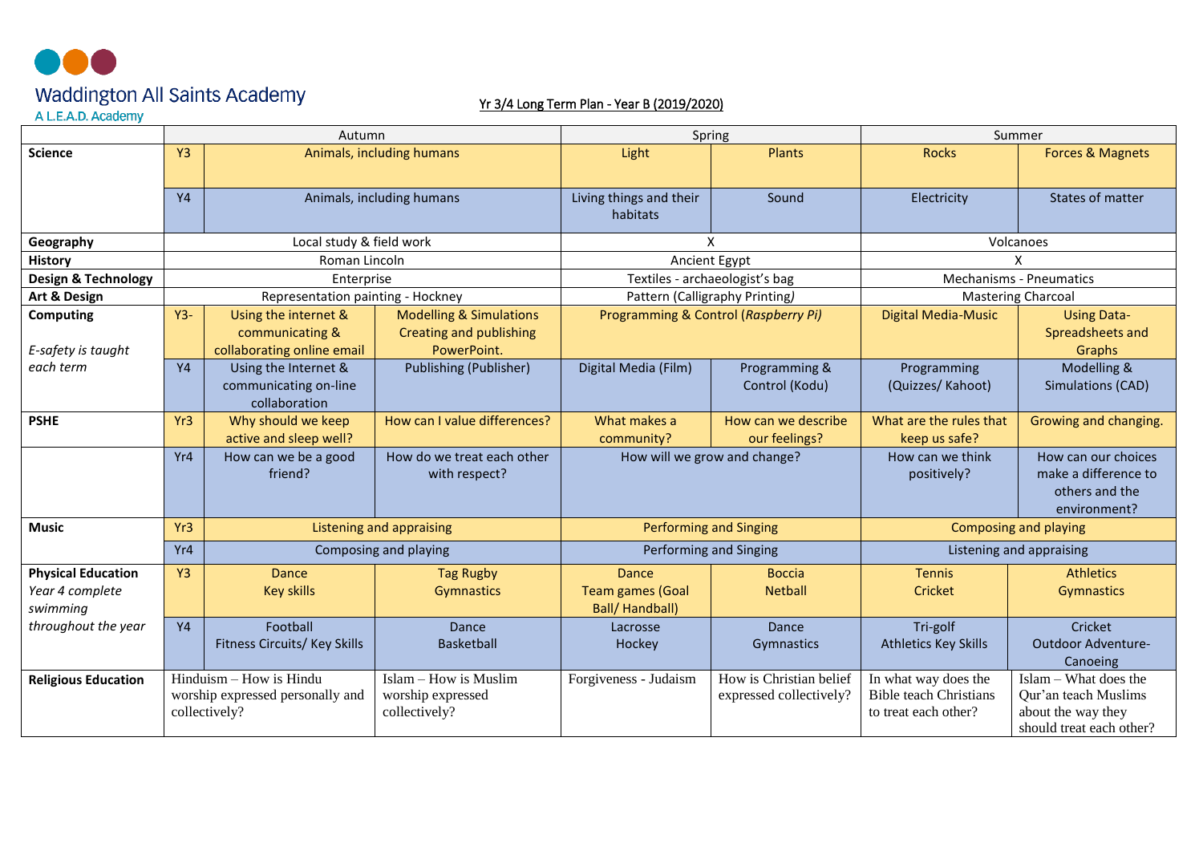Waddington All Saints Academy

A L.E.A.D. Academy

Yr 3/4 Long Term Plan - Year B (2019/2020)

| | | Autumn | | Spring | | Summer | |
|---|---|---|---|---|---|---|---|
| **Science** | Y3 | Animals, including humans | | Light | Plants | Rocks | Forces & Magnets |
| | Y4 | Animals, including humans | | Living things and their habitats | Sound | Electricity | States of matter |
| **Geography** | | Local study & field work | | X | | Volcanoes | |
| **History** | | Roman Lincoln | | Ancient Egypt | | X | |
| **Design & Technology** | | Enterprise | | Textiles - archaeologist's bag | | Mechanisms - Pneumatics | |
| **Art & Design** | | Representation painting - Hockney | | Pattern (Calligraphy Printing*)* | | Mastering Charcoal | |
| **Computing** *E-safety is taught each term* | Y3- | Using the internet & communicating & collaborating online email | Modelling & Simulations Creating and publishing PowerPoint. | Programming & Control (*Raspberry Pi)* | | Digital Media-Music | Using Data-Spreadsheets and Graphs |
| | Y4 | Using the Internet & communicating on-line collaboration | Publishing (Publisher) | Digital Media (Film) | Programming & Control (Kodu) | Programming (Quizzes/ Kahoot) | Modelling & Simulations (CAD) |
| **PSHE** | Yr3 | Why should we keep active and sleep well? | How can I value differences? | What makes a community? | How can we describe our feelings? | What are the rules that keep us safe? | Growing and changing. |
| | Yr4 | How can we be a good friend? | How do we treat each other with respect? | How will we grow and change? | | How can we think positively? | How can our choices make a difference to others and the environment? |
| **Music** | Yr3 | Listening and appraising | | Performing and Singing | | Composing and playing | |
| | Yr4 | Composing and playing | | Performing and Singing | | Listening and appraising | |
| **Physical Education** *Year 4 complete swimming throughout the year* | Y3 | Dance Key skills | Tag Rugby Gymnastics | Dance Team games (Goal Ball/ Handball) | Boccia Netball | Tennis Cricket | Athletics Gymnastics |
| | Y4 | Football Fitness Circuits/ Key Skills | Dance Basketball | Lacrosse Hockey | Dance Gymnastics | Tri-golf Athletics Key Skills | Cricket Outdoor Adventure-Canoeing |
| **Religious Education** | | Hinduism – How is Hindu worship expressed personally and collectively? | Islam – How is Muslim worship expressed collectively? | Forgiveness - Judaism | How is Christian belief expressed collectively? | In what way does the Bible teach Christians to treat each other? | Islam – What does the Qur'an teach Muslims about the way they should treat each other? |